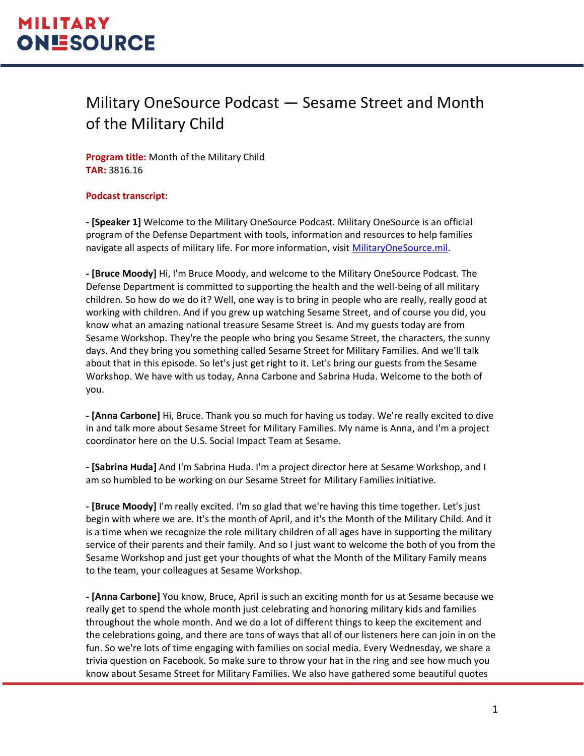# Military OneSource Podcast — Sesame Street and Month of the Military Child

**Program title:** Month of the Military Child
**TAR:** 3816.16

**Podcast transcript:**

**- [Speaker 1]** Welcome to the Military OneSource Podcast. Military OneSource is an official program of the Defense Department with tools, information and resources to help families navigate all aspects of military life. For more information, visit [MilitaryOneSource.mil](MilitaryOneSource.mil).

**- [Bruce Moody]** Hi, I'm Bruce Moody, and welcome to the Military OneSource Podcast. The Defense Department is committed to supporting the health and the well-being of all military children. So how do we do it? Well, one way is to bring in people who are really, really good at working with children. And if you grew up watching Sesame Street, and of course you did, you know what an amazing national treasure Sesame Street is. And my guests today are from Sesame Workshop. They're the people who bring you Sesame Street, the characters, the sunny days. And they bring you something called Sesame Street for Military Families. And we'll talk about that in this episode. So let's just get right to it. Let's bring our guests from the Sesame Workshop. We have with us today, Anna Carbone and Sabrina Huda. Welcome to the both of you.

**- [Anna Carbone]** Hi, Bruce. Thank you so much for having us today. We're really excited to dive in and talk more about Sesame Street for Military Families. My name is Anna, and I'm a project coordinator here on the U.S. Social Impact Team at Sesame.

**- [Sabrina Huda]** And I'm Sabrina Huda. I'm a project director here at Sesame Workshop, and I am so humbled to be working on our Sesame Street for Military Families initiative.

**- [Bruce Moody]** I'm really excited. I'm so glad that we're having this time together. Let's just begin with where we are. It's the month of April, and it's the Month of the Military Child. And it is a time when we recognize the role military children of all ages have in supporting the military service of their parents and their family. And so I just want to welcome the both of you from the Sesame Workshop and just get your thoughts of what the Month of the Military Family means to the team, your colleagues at Sesame Workshop.

**- [Anna Carbone]** You know, Bruce, April is such an exciting month for us at Sesame because we really get to spend the whole month just celebrating and honoring military kids and families throughout the whole month. And we do a lot of different things to keep the excitement and the celebrations going, and there are tons of ways that all of our listeners here can join in on the fun. So we're lots of time engaging with families on social media. Every Wednesday, we share a trivia question on Facebook. So make sure to throw your hat in the ring and see how much you know about Sesame Street for Military Families. We also have gathered some beautiful quotes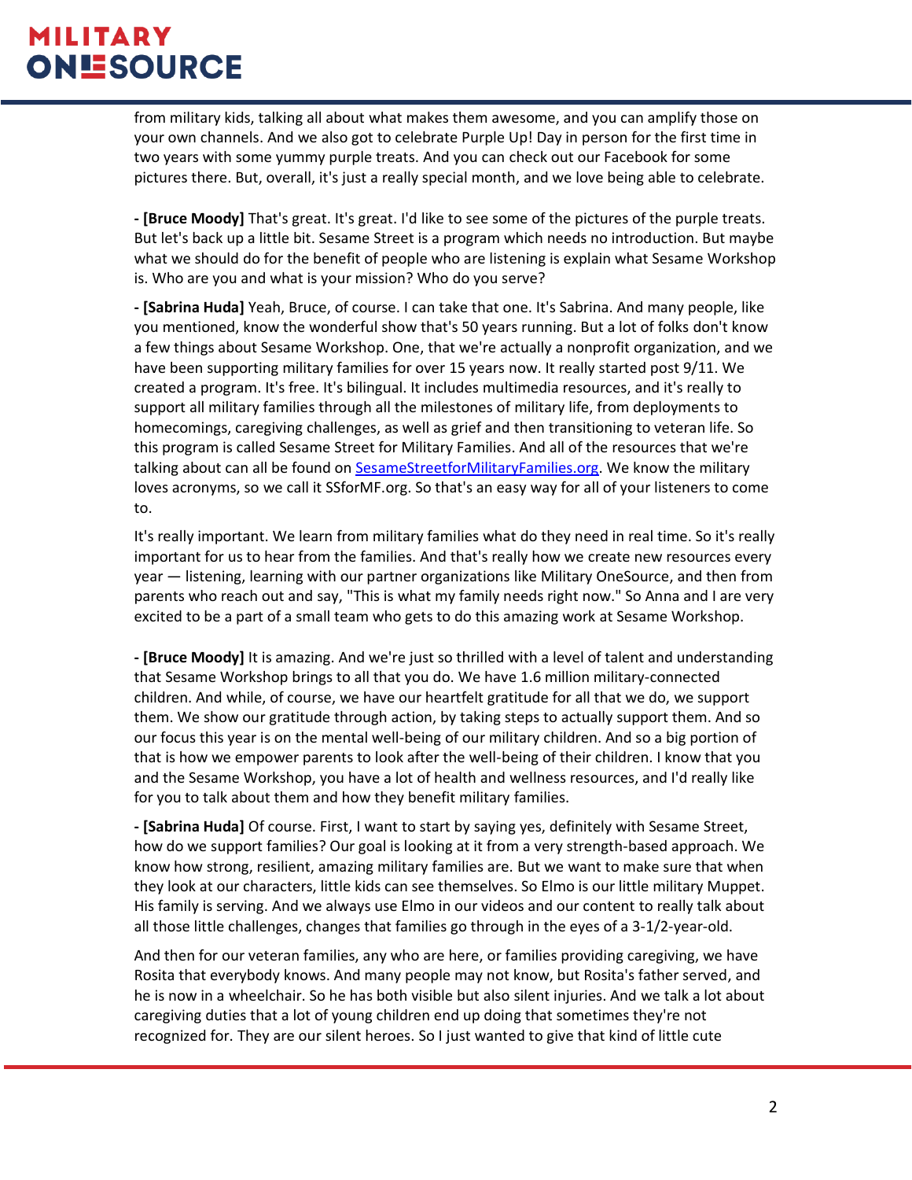from military kids, talking all about what makes them awesome, and you can amplify those on your own channels. And we also got to celebrate Purple Up! Day in person for the first time in two years with some yummy purple treats. And you can check out our Facebook for some pictures there. But, overall, it's just a really special month, and we love being able to celebrate.

**- [Bruce Moody]** That's great. It's great. I'd like to see some of the pictures of the purple treats. But let's back up a little bit. Sesame Street is a program which needs no introduction. But maybe what we should do for the benefit of people who are listening is explain what Sesame Workshop is. Who are you and what is your mission? Who do you serve?

**- [Sabrina Huda]** Yeah, Bruce, of course. I can take that one. It's Sabrina. And many people, like you mentioned, know the wonderful show that's 50 years running. But a lot of folks don't know a few things about Sesame Workshop. One, that we're actually a nonprofit organization, and we have been supporting military families for over 15 years now. It really started post 9/11. We created a program. It's free. It's bilingual. It includes multimedia resources, and it's really to support all military families through all the milestones of military life, from deployments to homecomings, caregiving challenges, as well as grief and then transitioning to veteran life. So this program is called Sesame Street for Military Families. And all of the resources that we're talking about can all be found on [SesameStreetforMilitaryFamilies.org](SesameStreetforMilitaryFamilies.org). We know the military loves acronyms, so we call it SSforMF.org. So that's an easy way for all of your listeners to come to.

It's really important. We learn from military families what do they need in real time. So it's really important for us to hear from the families. And that's really how we create new resources every year — listening, learning with our partner organizations like Military OneSource, and then from parents who reach out and say, "This is what my family needs right now." So Anna and I are very excited to be a part of a small team who gets to do this amazing work at Sesame Workshop.

**- [Bruce Moody]** It is amazing. And we're just so thrilled with a level of talent and understanding that Sesame Workshop brings to all that you do. We have 1.6 million military-connected children. And while, of course, we have our heartfelt gratitude for all that we do, we support them. We show our gratitude through action, by taking steps to actually support them. And so our focus this year is on the mental well-being of our military children. And so a big portion of that is how we empower parents to look after the well-being of their children. I know that you and the Sesame Workshop, you have a lot of health and wellness resources, and I'd really like for you to talk about them and how they benefit military families.

**- [Sabrina Huda]** Of course. First, I want to start by saying yes, definitely with Sesame Street, how do we support families? Our goal is looking at it from a very strength-based approach. We know how strong, resilient, amazing military families are. But we want to make sure that when they look at our characters, little kids can see themselves. So Elmo is our little military Muppet. His family is serving. And we always use Elmo in our videos and our content to really talk about all those little challenges, changes that families go through in the eyes of a 3-1/2-year-old.

And then for our veteran families, any who are here, or families providing caregiving, we have Rosita that everybody knows. And many people may not know, but Rosita's father served, and he is now in a wheelchair. So he has both visible but also silent injuries. And we talk a lot about caregiving duties that a lot of young children end up doing that sometimes they're not recognized for. They are our silent heroes. So I just wanted to give that kind of little cute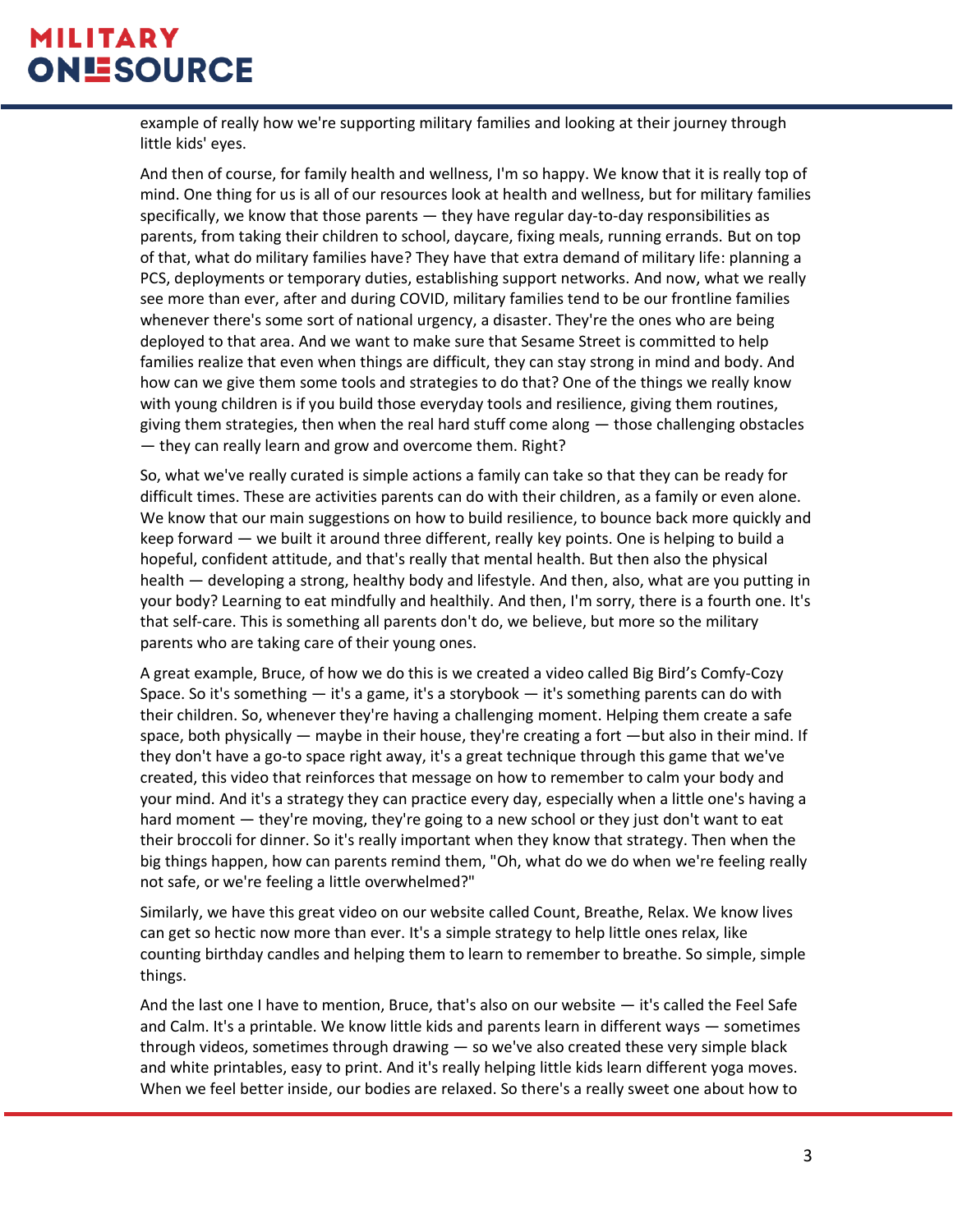example of really how we're supporting military families and looking at their journey through little kids' eyes.

And then of course, for family health and wellness, I'm so happy. We know that it is really top of mind. One thing for us is all of our resources look at health and wellness, but for military families specifically, we know that those parents — they have regular day-to-day responsibilities as parents, from taking their children to school, daycare, fixing meals, running errands. But on top of that, what do military families have? They have that extra demand of military life: planning a PCS, deployments or temporary duties, establishing support networks. And now, what we really see more than ever, after and during COVID, military families tend to be our frontline families whenever there's some sort of national urgency, a disaster. They're the ones who are being deployed to that area. And we want to make sure that Sesame Street is committed to help families realize that even when things are difficult, they can stay strong in mind and body. And how can we give them some tools and strategies to do that? One of the things we really know with young children is if you build those everyday tools and resilience, giving them routines, giving them strategies, then when the real hard stuff come along — those challenging obstacles — they can really learn and grow and overcome them. Right?

So, what we've really curated is simple actions a family can take so that they can be ready for difficult times. These are activities parents can do with their children, as a family or even alone. We know that our main suggestions on how to build resilience, to bounce back more quickly and keep forward — we built it around three different, really key points. One is helping to build a hopeful, confident attitude, and that's really that mental health. But then also the physical health — developing a strong, healthy body and lifestyle. And then, also, what are you putting in your body? Learning to eat mindfully and healthily. And then, I'm sorry, there is a fourth one. It's that self-care. This is something all parents don't do, we believe, but more so the military parents who are taking care of their young ones.

A great example, Bruce, of how we do this is we created a video called Big Bird's Comfy-Cozy Space. So it's something — it's a game, it's a storybook — it's something parents can do with their children. So, whenever they're having a challenging moment. Helping them create a safe space, both physically — maybe in their house, they're creating a fort —but also in their mind. If they don't have a go-to space right away, it's a great technique through this game that we've created, this video that reinforces that message on how to remember to calm your body and your mind. And it's a strategy they can practice every day, especially when a little one's having a hard moment — they're moving, they're going to a new school or they just don't want to eat their broccoli for dinner. So it's really important when they know that strategy. Then when the big things happen, how can parents remind them, "Oh, what do we do when we're feeling really not safe, or we're feeling a little overwhelmed?"

Similarly, we have this great video on our website called Count, Breathe, Relax. We know lives can get so hectic now more than ever. It's a simple strategy to help little ones relax, like counting birthday candles and helping them to learn to remember to breathe. So simple, simple things.

And the last one I have to mention, Bruce, that's also on our website — it's called the Feel Safe and Calm. It's a printable. We know little kids and parents learn in different ways — sometimes through videos, sometimes through drawing — so we've also created these very simple black and white printables, easy to print. And it's really helping little kids learn different yoga moves. When we feel better inside, our bodies are relaxed. So there's a really sweet one about how to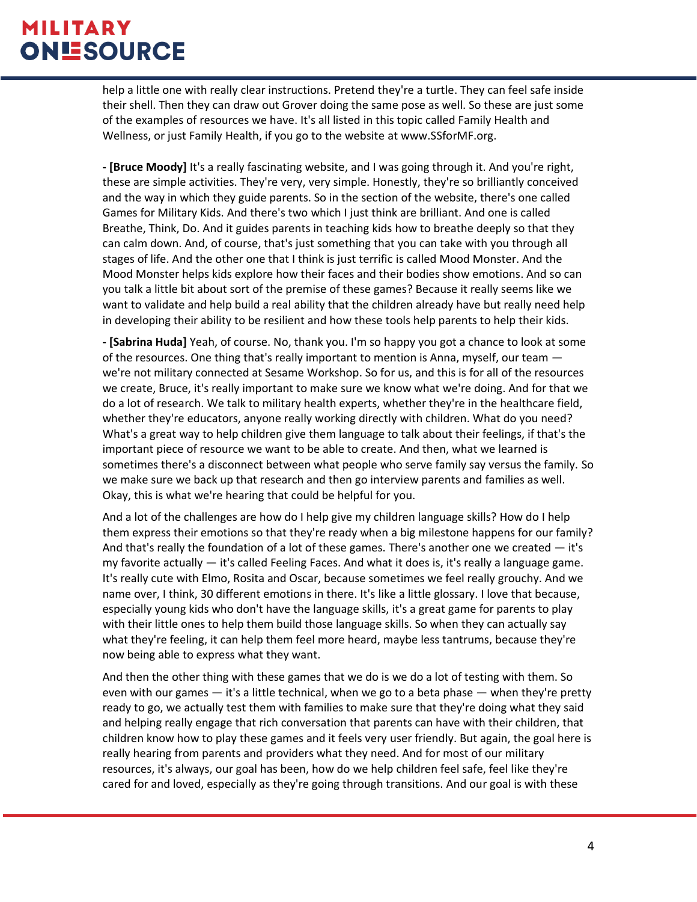help a little one with really clear instructions. Pretend they're a turtle. They can feel safe inside their shell. Then they can draw out Grover doing the same pose as well. So these are just some of the examples of resources we have. It's all listed in this topic called Family Health and Wellness, or just Family Health, if you go to the website at www.SSforMF.org.

**- [Bruce Moody]** It's a really fascinating website, and I was going through it. And you're right, these are simple activities. They're very, very simple. Honestly, they're so brilliantly conceived and the way in which they guide parents. So in the section of the website, there's one called Games for Military Kids. And there's two which I just think are brilliant. And one is called Breathe, Think, Do. And it guides parents in teaching kids how to breathe deeply so that they can calm down. And, of course, that's just something that you can take with you through all stages of life. And the other one that I think is just terrific is called Mood Monster. And the Mood Monster helps kids explore how their faces and their bodies show emotions. And so can you talk a little bit about sort of the premise of these games? Because it really seems like we want to validate and help build a real ability that the children already have but really need help in developing their ability to be resilient and how these tools help parents to help their kids.

**- [Sabrina Huda]** Yeah, of course. No, thank you. I'm so happy you got a chance to look at some of the resources. One thing that's really important to mention is Anna, myself, our team — we're not military connected at Sesame Workshop. So for us, and this is for all of the resources we create, Bruce, it's really important to make sure we know what we're doing. And for that we do a lot of research. We talk to military health experts, whether they're in the healthcare field, whether they're educators, anyone really working directly with children. What do you need? What's a great way to help children give them language to talk about their feelings, if that's the important piece of resource we want to be able to create. And then, what we learned is sometimes there's a disconnect between what people who serve family say versus the family. So we make sure we back up that research and then go interview parents and families as well. Okay, this is what we're hearing that could be helpful for you.

And a lot of the challenges are how do I help give my children language skills? How do I help them express their emotions so that they're ready when a big milestone happens for our family? And that's really the foundation of a lot of these games. There's another one we created — it's my favorite actually — it's called Feeling Faces. And what it does is, it's really a language game. It's really cute with Elmo, Rosita and Oscar, because sometimes we feel really grouchy. And we name over, I think, 30 different emotions in there. It's like a little glossary. I love that because, especially young kids who don't have the language skills, it's a great game for parents to play with their little ones to help them build those language skills. So when they can actually say what they're feeling, it can help them feel more heard, maybe less tantrums, because they're now being able to express what they want.

And then the other thing with these games that we do is we do a lot of testing with them. So even with our games — it's a little technical, when we go to a beta phase — when they're pretty ready to go, we actually test them with families to make sure that they're doing what they said and helping really engage that rich conversation that parents can have with their children, that children know how to play these games and it feels very user friendly. But again, the goal here is really hearing from parents and providers what they need. And for most of our military resources, it's always, our goal has been, how do we help children feel safe, feel like they're cared for and loved, especially as they're going through transitions. And our goal is with these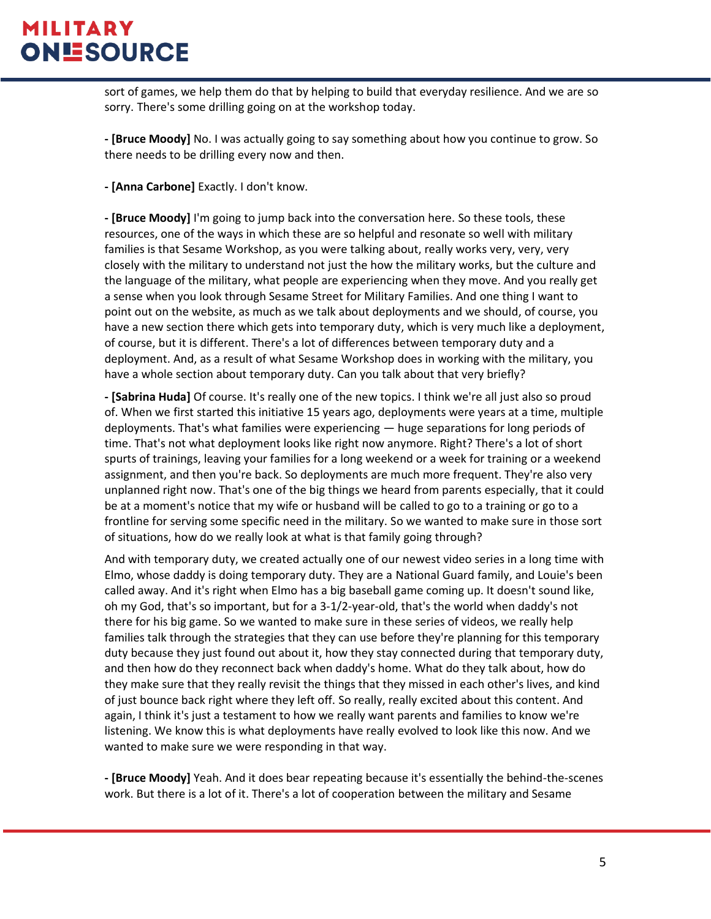sort of games, we help them do that by helping to build that everyday resilience. And we are so sorry. There's some drilling going on at the workshop today.

**- [Bruce Moody]** No. I was actually going to say something about how you continue to grow. So there needs to be drilling every now and then.

**- [Anna Carbone]** Exactly. I don't know.

**- [Bruce Moody]** I'm going to jump back into the conversation here. So these tools, these resources, one of the ways in which these are so helpful and resonate so well with military families is that Sesame Workshop, as you were talking about, really works very, very, very closely with the military to understand not just the how the military works, but the culture and the language of the military, what people are experiencing when they move. And you really get a sense when you look through Sesame Street for Military Families. And one thing I want to point out on the website, as much as we talk about deployments and we should, of course, you have a new section there which gets into temporary duty, which is very much like a deployment, of course, but it is different. There's a lot of differences between temporary duty and a deployment. And, as a result of what Sesame Workshop does in working with the military, you have a whole section about temporary duty. Can you talk about that very briefly?

**- [Sabrina Huda]** Of course. It's really one of the new topics. I think we're all just also so proud of. When we first started this initiative 15 years ago, deployments were years at a time, multiple deployments. That's what families were experiencing — huge separations for long periods of time. That's not what deployment looks like right now anymore. Right? There's a lot of short spurts of trainings, leaving your families for a long weekend or a week for training or a weekend assignment, and then you're back. So deployments are much more frequent. They're also very unplanned right now. That's one of the big things we heard from parents especially, that it could be at a moment's notice that my wife or husband will be called to go to a training or go to a frontline for serving some specific need in the military. So we wanted to make sure in those sort of situations, how do we really look at what is that family going through?

And with temporary duty, we created actually one of our newest video series in a long time with Elmo, whose daddy is doing temporary duty. They are a National Guard family, and Louie's been called away. And it's right when Elmo has a big baseball game coming up. It doesn't sound like, oh my God, that's so important, but for a 3-1/2-year-old, that's the world when daddy's not there for his big game. So we wanted to make sure in these series of videos, we really help families talk through the strategies that they can use before they're planning for this temporary duty because they just found out about it, how they stay connected during that temporary duty, and then how do they reconnect back when daddy's home. What do they talk about, how do they make sure that they really revisit the things that they missed in each other's lives, and kind of just bounce back right where they left off. So really, really excited about this content. And again, I think it's just a testament to how we really want parents and families to know we're listening. We know this is what deployments have really evolved to look like this now. And we wanted to make sure we were responding in that way.

**- [Bruce Moody]** Yeah. And it does bear repeating because it's essentially the behind-the-scenes work. But there is a lot of it. There's a lot of cooperation between the military and Sesame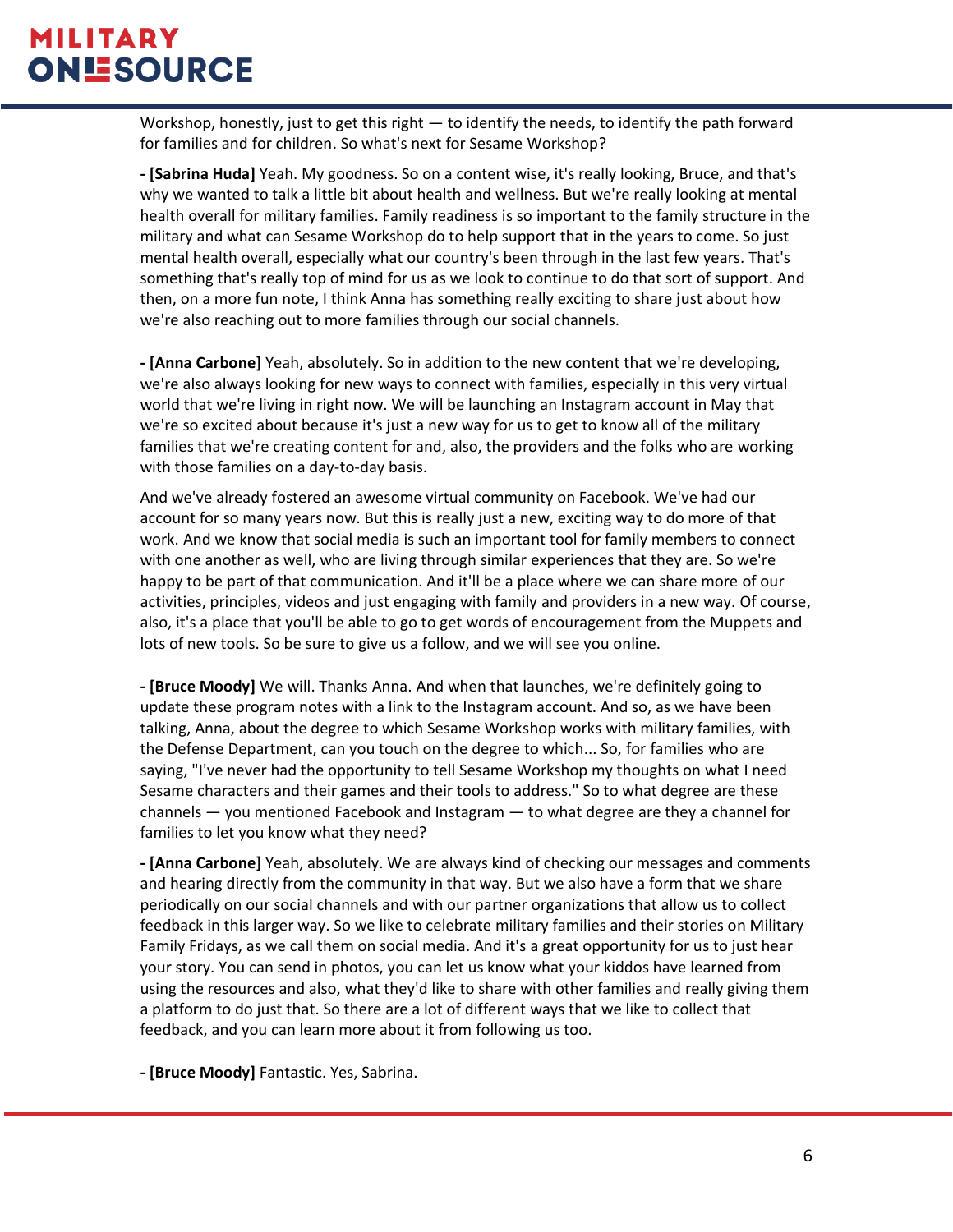Workshop, honestly, just to get this right — to identify the needs, to identify the path forward for families and for children. So what's next for Sesame Workshop?

**- [Sabrina Huda]** Yeah. My goodness. So on a content wise, it's really looking, Bruce, and that's why we wanted to talk a little bit about health and wellness. But we're really looking at mental health overall for military families. Family readiness is so important to the family structure in the military and what can Sesame Workshop do to help support that in the years to come. So just mental health overall, especially what our country's been through in the last few years. That's something that's really top of mind for us as we look to continue to do that sort of support. And then, on a more fun note, I think Anna has something really exciting to share just about how we're also reaching out to more families through our social channels.

**- [Anna Carbone]** Yeah, absolutely. So in addition to the new content that we're developing, we're also always looking for new ways to connect with families, especially in this very virtual world that we're living in right now. We will be launching an Instagram account in May that we're so excited about because it's just a new way for us to get to know all of the military families that we're creating content for and, also, the providers and the folks who are working with those families on a day-to-day basis.

And we've already fostered an awesome virtual community on Facebook. We've had our account for so many years now. But this is really just a new, exciting way to do more of that work. And we know that social media is such an important tool for family members to connect with one another as well, who are living through similar experiences that they are. So we're happy to be part of that communication. And it'll be a place where we can share more of our activities, principles, videos and just engaging with family and providers in a new way. Of course, also, it's a place that you'll be able to go to get words of encouragement from the Muppets and lots of new tools. So be sure to give us a follow, and we will see you online.

**- [Bruce Moody]** We will. Thanks Anna. And when that launches, we're definitely going to update these program notes with a link to the Instagram account. And so, as we have been talking, Anna, about the degree to which Sesame Workshop works with military families, with the Defense Department, can you touch on the degree to which... So, for families who are saying, "I've never had the opportunity to tell Sesame Workshop my thoughts on what I need Sesame characters and their games and their tools to address." So to what degree are these channels — you mentioned Facebook and Instagram — to what degree are they a channel for families to let you know what they need?

**- [Anna Carbone]** Yeah, absolutely. We are always kind of checking our messages and comments and hearing directly from the community in that way. But we also have a form that we share periodically on our social channels and with our partner organizations that allow us to collect feedback in this larger way. So we like to celebrate military families and their stories on Military Family Fridays, as we call them on social media. And it's a great opportunity for us to just hear your story. You can send in photos, you can let us know what your kiddos have learned from using the resources and also, what they'd like to share with other families and really giving them a platform to do just that. So there are a lot of different ways that we like to collect that feedback, and you can learn more about it from following us too.

**- [Bruce Moody]** Fantastic. Yes, Sabrina.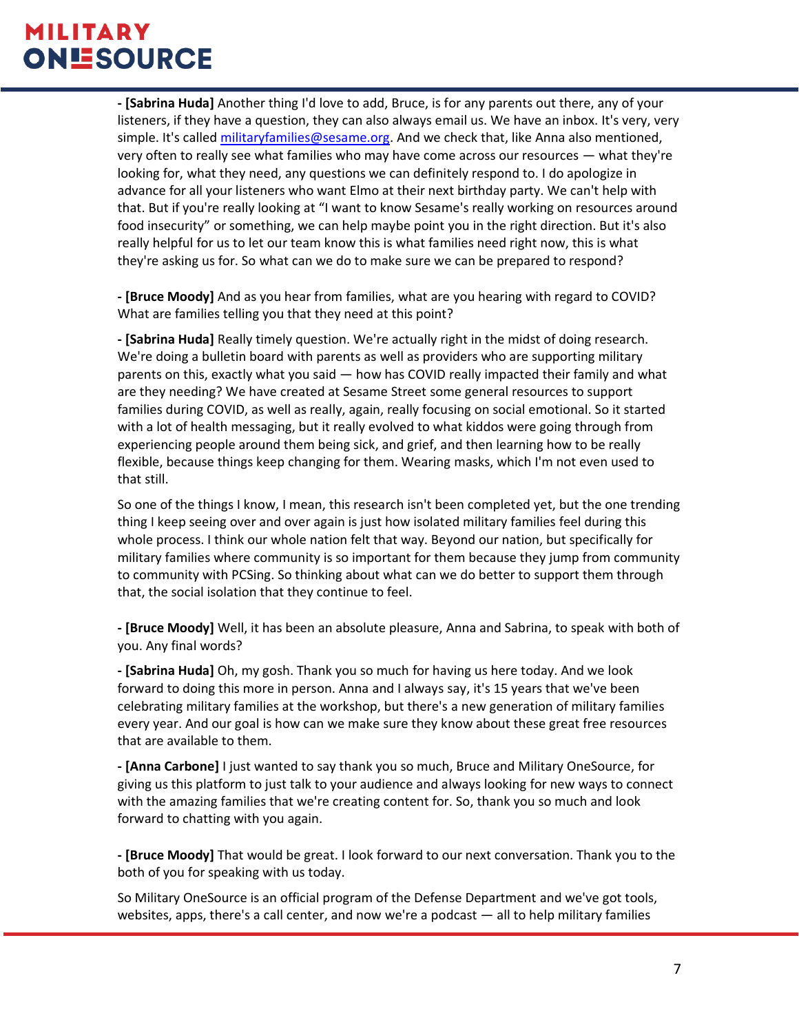**- [Sabrina Huda]** Another thing I'd love to add, Bruce, is for any parents out there, any of your listeners, if they have a question, they can also always email us. We have an inbox. It's very, very simple. It's called [militaryfamilies@sesame.org](mailto:militaryfamilies@sesame.org). And we check that, like Anna also mentioned, very often to really see what families who may have come across our resources — what they're looking for, what they need, any questions we can definitely respond to. I do apologize in advance for all your listeners who want Elmo at their next birthday party. We can't help with that. But if you're really looking at "I want to know Sesame's really working on resources around food insecurity" or something, we can help maybe point you in the right direction. But it's also really helpful for us to let our team know this is what families need right now, this is what they're asking us for. So what can we do to make sure we can be prepared to respond?

**- [Bruce Moody]** And as you hear from families, what are you hearing with regard to COVID? What are families telling you that they need at this point?

**- [Sabrina Huda]** Really timely question. We're actually right in the midst of doing research. We're doing a bulletin board with parents as well as providers who are supporting military parents on this, exactly what you said — how has COVID really impacted their family and what are they needing? We have created at Sesame Street some general resources to support families during COVID, as well as really, again, really focusing on social emotional. So it started with a lot of health messaging, but it really evolved to what kiddos were going through from experiencing people around them being sick, and grief, and then learning how to be really flexible, because things keep changing for them. Wearing masks, which I'm not even used to that still.

So one of the things I know, I mean, this research isn't been completed yet, but the one trending thing I keep seeing over and over again is just how isolated military families feel during this whole process. I think our whole nation felt that way. Beyond our nation, but specifically for military families where community is so important for them because they jump from community to community with PCSing. So thinking about what can we do better to support them through that, the social isolation that they continue to feel.

**- [Bruce Moody]** Well, it has been an absolute pleasure, Anna and Sabrina, to speak with both of you. Any final words?

**- [Sabrina Huda]** Oh, my gosh. Thank you so much for having us here today. And we look forward to doing this more in person. Anna and I always say, it's 15 years that we've been celebrating military families at the workshop, but there's a new generation of military families every year. And our goal is how can we make sure they know about these great free resources that are available to them.

**- [Anna Carbone]** I just wanted to say thank you so much, Bruce and Military OneSource, for giving us this platform to just talk to your audience and always looking for new ways to connect with the amazing families that we're creating content for. So, thank you so much and look forward to chatting with you again.

**- [Bruce Moody]** That would be great. I look forward to our next conversation. Thank you to the both of you for speaking with us today.

So Military OneSource is an official program of the Defense Department and we've got tools, websites, apps, there's a call center, and now we're a podcast — all to help military families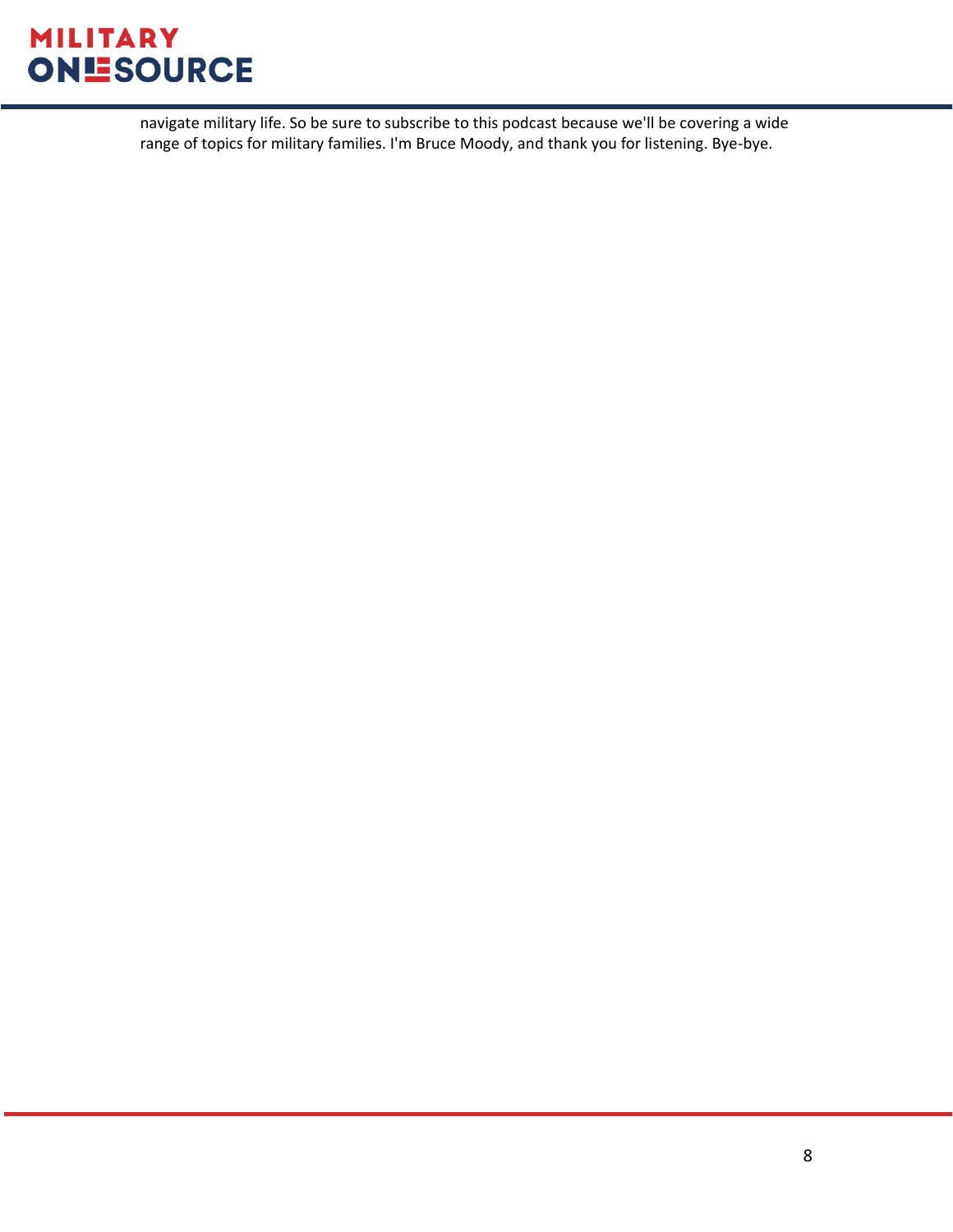navigate military life. So be sure to subscribe to this podcast because we'll be covering a wide range of topics for military families. I'm Bruce Moody, and thank you for listening. Bye-bye.